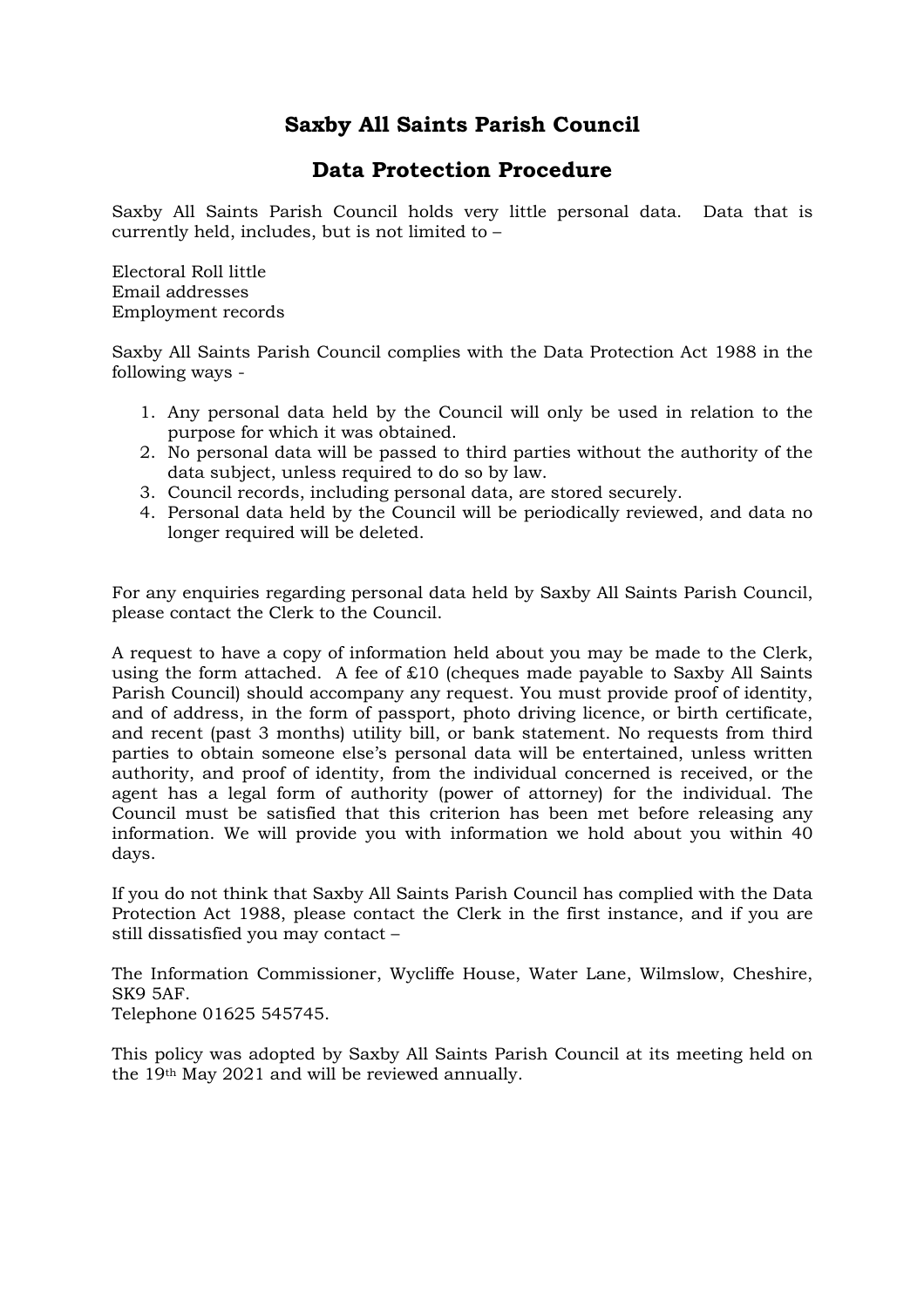# Saxby All Saints Parish Council

## Data Protection Procedure

Saxby All Saints Parish Council holds very little personal data. Data that is currently held, includes, but is not limited to –

Electoral Roll little
Email addresses
Employment records

Saxby All Saints Parish Council complies with the Data Protection Act 1988 in the following ways -

1. Any personal data held by the Council will only be used in relation to the purpose for which it was obtained.
2. No personal data will be passed to third parties without the authority of the data subject, unless required to do so by law.
3. Council records, including personal data, are stored securely.
4. Personal data held by the Council will be periodically reviewed, and data no longer required will be deleted.

For any enquiries regarding personal data held by Saxby All Saints Parish Council, please contact the Clerk to the Council.

A request to have a copy of information held about you may be made to the Clerk, using the form attached. A fee of £10 (cheques made payable to Saxby All Saints Parish Council) should accompany any request. You must provide proof of identity, and of address, in the form of passport, photo driving licence, or birth certificate, and recent (past 3 months) utility bill, or bank statement. No requests from third parties to obtain someone else's personal data will be entertained, unless written authority, and proof of identity, from the individual concerned is received, or the agent has a legal form of authority (power of attorney) for the individual. The Council must be satisfied that this criterion has been met before releasing any information. We will provide you with information we hold about you within 40 days.

If you do not think that Saxby All Saints Parish Council has complied with the Data Protection Act 1988, please contact the Clerk in the first instance, and if you are still dissatisfied you may contact –

The Information Commissioner, Wycliffe House, Water Lane, Wilmslow, Cheshire, SK9 5AF.
Telephone 01625 545745.

This policy was adopted by Saxby All Saints Parish Council at its meeting held on the 19th May 2021 and will be reviewed annually.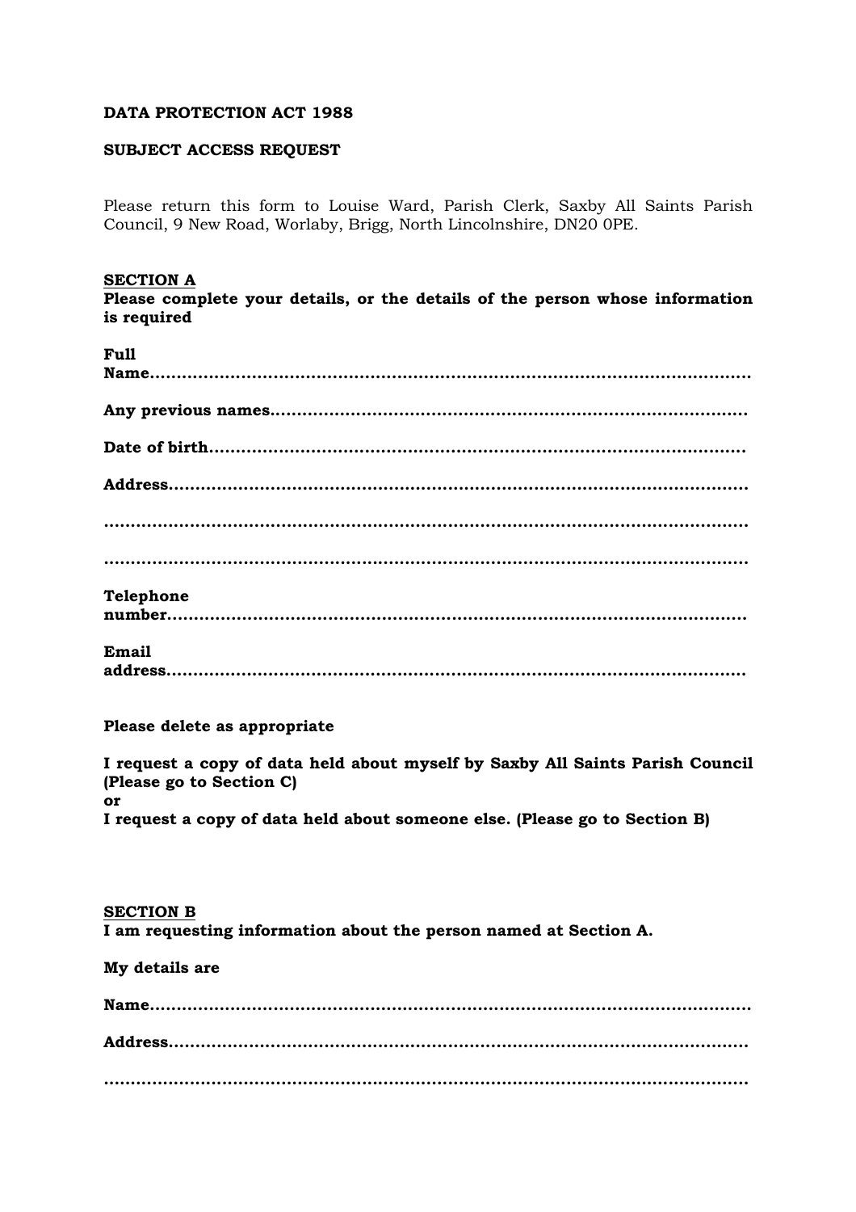**DATA PROTECTION ACT 1988**

**SUBJECT ACCESS REQUEST**

Please return this form to Louise Ward, Parish Clerk, Saxby All Saints Parish Council, 9 New Road, Worlaby, Brigg, North Lincolnshire, DN20 0PE.

**SECTION A**

**Please complete your details, or the details of the person whose information is required**

**Full Name**.................................................................................................

**Any previous names**.......................................................................................

**Date of birth**...................................................................................................

**Address**..........................................................................................................

.........................................................................................................................

.........................................................................................................................

**Telephone number**..........................................................................................

**Email address**.................................................................................................

**Please delete as appropriate**

**I request a copy of data held about myself by Saxby All Saints Parish Council (Please go to Section C)**

**or**

**I request a copy of data held about someone else. (Please go to Section B)**

**SECTION B**

**I am requesting information about the person named at Section A.**

**My details are**

**Name**...............................................................................................................

**Address**..........................................................................................................

.........................................................................................................................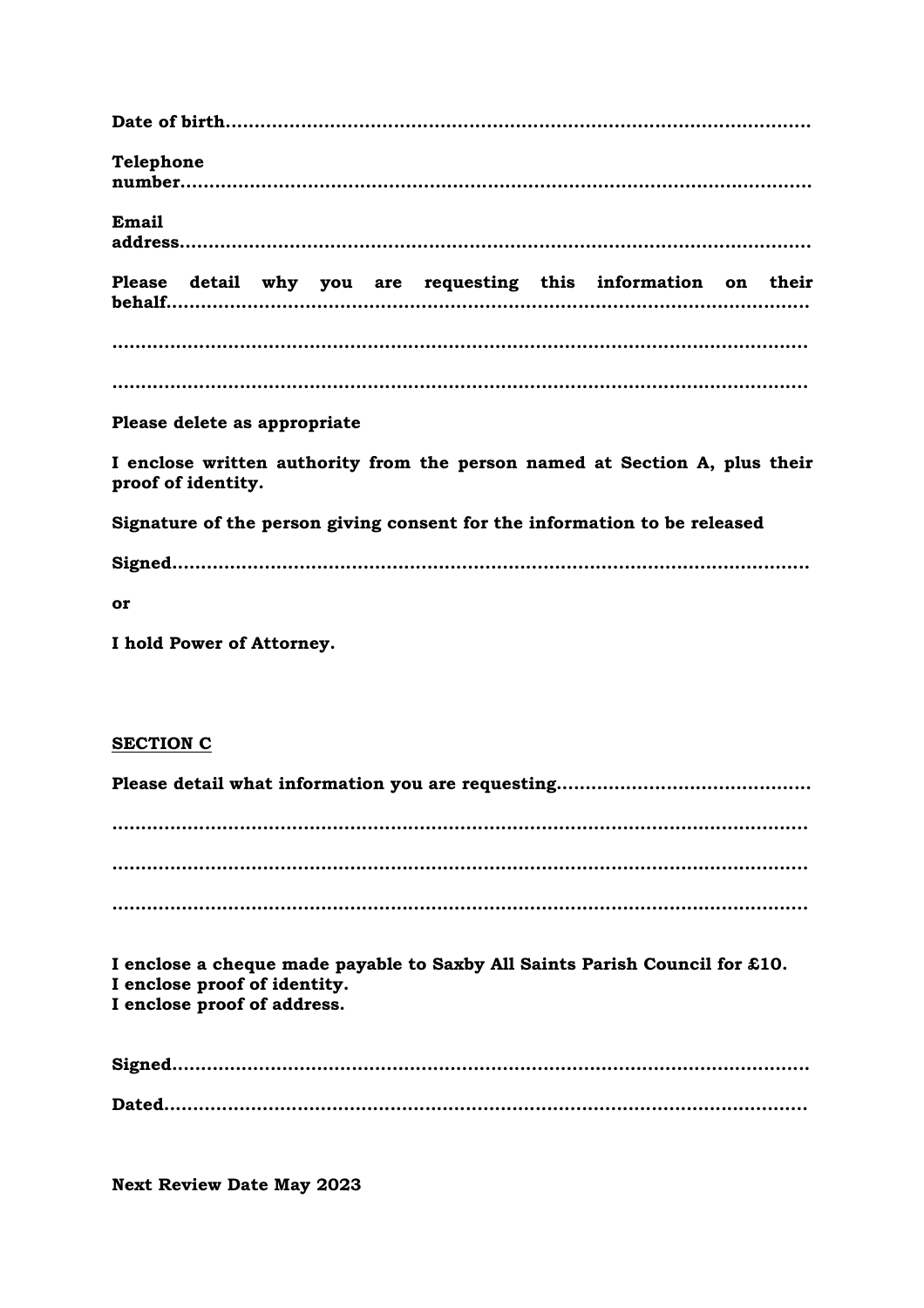**Date of birth………………………………………………………………………………………**

**Telephone number………………………………………………………………………………………**

**Email address………………………………………………………………………………………**

**Please detail why you are requesting this information on their behalf………………………………………………………………………………………**

**………………………………………………………………………………………**

**………………………………………………………………………………………**

**Please delete as appropriate**

**I enclose written authority from the person named at Section A, plus their proof of identity.**

**Signature of the person giving consent for the information to be released**

**Signed………………………………………………………………………………………**

**or**

**I hold Power of Attorney.**

## SECTION C

**Please detail what information you are requesting……………………………………**

**………………………………………………………………………………………**

**………………………………………………………………………………………**

**………………………………………………………………………………………**

**I enclose a cheque made payable to Saxby All Saints Parish Council for £10.**
**I enclose proof of identity.**
**I enclose proof of address.**

**Signed………………………………………………………………………………………**

**Dated………………………………………………………………………………………**

**Next Review Date May 2023**